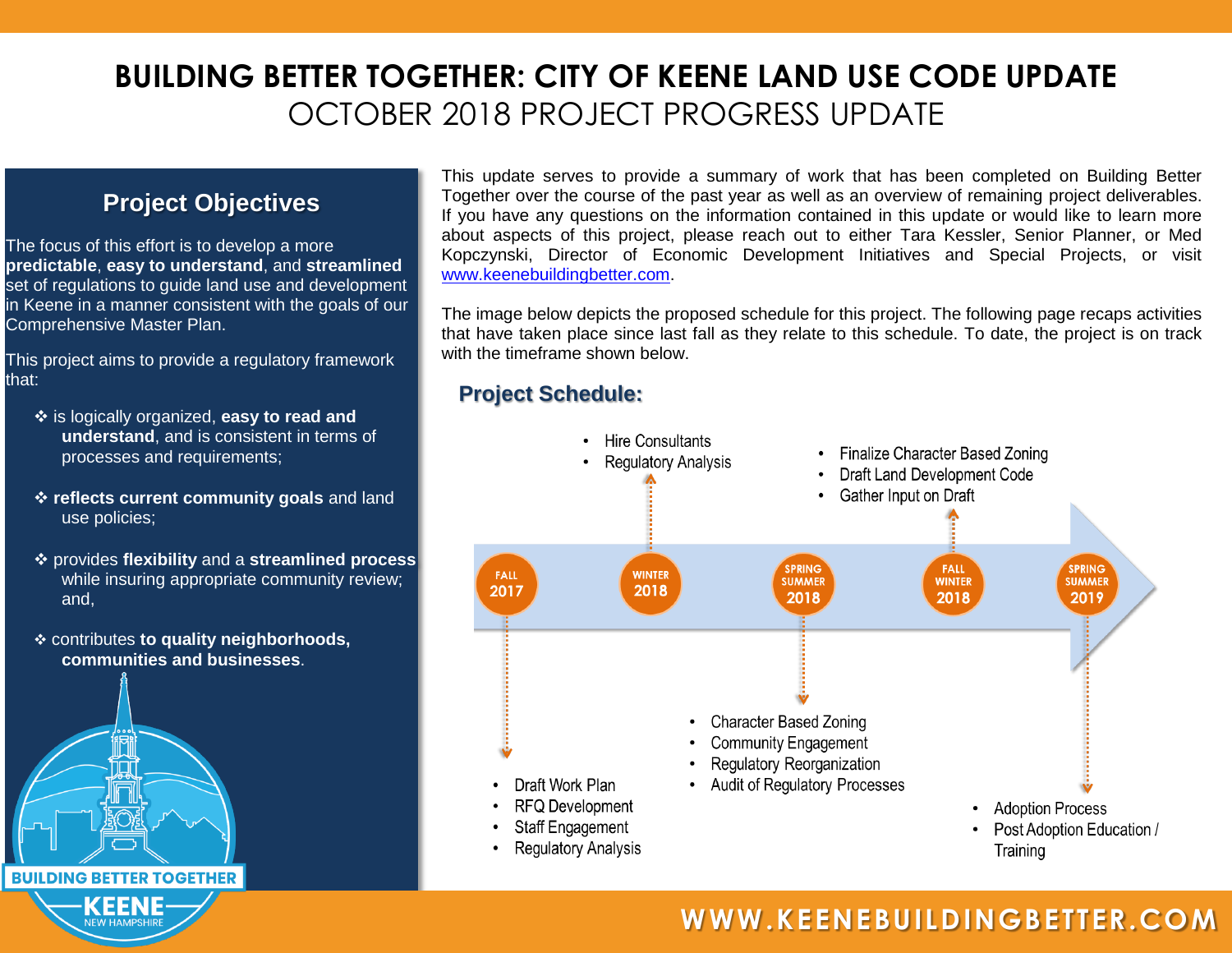# BUILDING BETTER TOGETHER: CITY OF KEENE LAND USE CODE UPDATE

## OCTOBER 2018 PROJECT PROGRESS UPDATE

## Project Objectives

The focus of this effort is to develop a more **predictable**, **easy to understand**, and **streamlined** set of regulations to guide land use and development in Keene in a manner consistent with the goals of our Comprehensive Master Plan.

This project aims to provide a regulatory framework that:

- ❖ is logically organized, **easy to read and understand**, and is consistent in terms of processes and requirements;
- ❖ **reflects current community goals** and land use policies;
- ❖ provides **flexibility** and a **streamlined process** while insuring appropriate community review; and,
- ❖ contributes **to quality neighborhoods, communities and businesses**.

This update serves to provide a summary of work that has been completed on Building Better Together over the course of the past year as well as an overview of remaining project deliverables. If you have any questions on the information contained in this update or would like to learn more about aspects of this project, please reach out to either Tara Kessler, Senior Planner, or Med Kopczynski, Director of Economic Development Initiatives and Special Projects, or visit www.keenebuildingbetter.com.

The image below depicts the proposed schedule for this project. The following page recaps activities that have taken place since last fall as they relate to this schedule. To date, the project is on track with the timeframe shown below.

### Project Schedule:

**FALL 2017**
- Draft Work Plan
- RFQ Development
- Staff Engagement
- Regulatory Analysis

**WINTER 2018**
- Hire Consultants
- Regulatory Analysis

**SPRING SUMMER 2018**
- Character Based Zoning
- Community Engagement
- Regulatory Reorganization
- Audit of Regulatory Processes

**FALL WINTER 2018**
- Finalize Character Based Zoning
- Draft Land Development Code
- Gather Input on Draft

**SPRING SUMMER 2019**
- Adoption Process
- Post Adoption Education / Training

BUILDING BETTER TOGETHER
KEENE
NEW HAMPSHIRE

WWW.KEENEBUILDINGBETTER.COM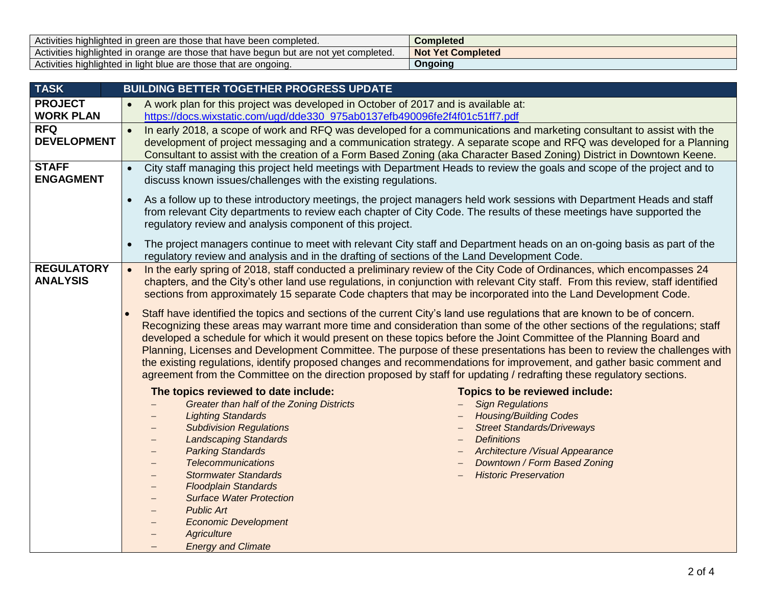| Activities highlighted in green are those that have been completed. | **Completed** |
|---|---|
| Activities highlighted in orange are those that have begun but are not yet completed. | **Not Yet Completed** |
| Activities highlighted in light blue are those that are ongoing. | **Ongoing** |

| TASK | BUILDING BETTER TOGETHER PROGRESS UPDATE |
|---|---|
| **PROJECT WORK PLAN** | • A work plan for this project was developed in October of 2017 and is available at: https://docs.wixstatic.com/ugd/dde330_975ab0137efb490096fe2f4f01c51ff7.pdf |
| **RFQ DEVELOPMENT** | • In early 2018, a scope of work and RFQ was developed for a communications and marketing consultant to assist with the development of project messaging and a communication strategy. A separate scope and RFQ was developed for a Planning Consultant to assist with the creation of a Form Based Zoning (aka Character Based Zoning) District in Downtown Keene. |
| **STAFF ENGAGMENT** | • City staff managing this project held meetings with Department Heads to review the goals and scope of the project and to discuss known issues/challenges with the existing regulations.<br>• As a follow up to these introductory meetings, the project managers held work sessions with Department Heads and staff from relevant City departments to review each chapter of City Code. The results of these meetings have supported the regulatory review and analysis component of this project.<br>• The project managers continue to meet with relevant City staff and Department heads on an on-going basis as part of the regulatory review and analysis and in the drafting of sections of the Land Development Code. |
| **REGULATORY ANALYSIS** | • In the early spring of 2018, staff conducted a preliminary review of the City Code of Ordinances, which encompasses 24 chapters, and the City's other land use regulations, in conjunction with relevant City staff. From this review, staff identified sections from approximately 15 separate Code chapters that may be incorporated into the Land Development Code.<br>• Staff have identified the topics and sections of the current City's land use regulations that are known to be of concern. Recognizing these areas may warrant more time and consideration than some of the other sections of the regulations; staff developed a schedule for which it would present on these topics before the Joint Committee of the Planning Board and Planning, Licenses and Development Committee. The purpose of these presentations has been to review the challenges with the existing regulations, identify proposed changes and recommendations for improvement, and gather basic comment and agreement from the Committee on the direction proposed by staff for updating / redrafting these regulatory sections.<br><br>**The topics reviewed to date include:**<br>– *Greater than half of the Zoning Districts*<br>– *Lighting Standards*<br>– *Subdivision Regulations*<br>– *Landscaping Standards*<br>– *Parking Standards*<br>– *Telecommunications*<br>– *Stormwater Standards*<br>– *Floodplain Standards*<br>– *Surface Water Protection*<br>– *Public Art*<br>– *Economic Development*<br>– *Agriculture*<br>– *Energy and Climate*<br><br>**Topics to be reviewed include:**<br>– *Sign Regulations*<br>– *Housing/Building Codes*<br>– *Street Standards/Driveways*<br>– *Definitions*<br>– *Architecture /Visual Appearance*<br>– *Downtown / Form Based Zoning*<br>– *Historic Preservation* |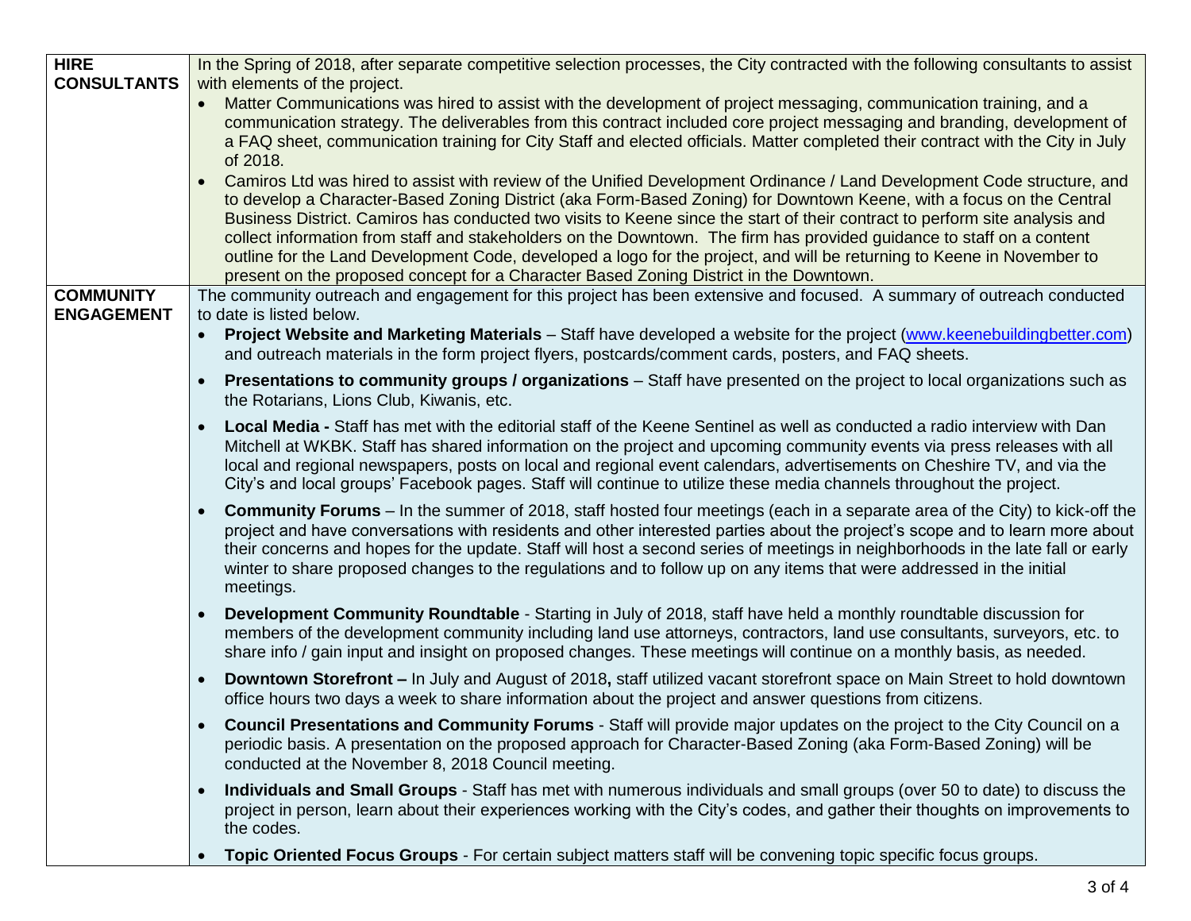| | |
|---|---|
| **HIRE CONSULTANTS** | In the Spring of 2018, after separate competitive selection processes, the City contracted with the following consultants to assist with elements of the project.<br>• Matter Communications was hired to assist with the development of project messaging, communication training, and a communication strategy. The deliverables from this contract included core project messaging and branding, development of a FAQ sheet, communication training for City Staff and elected officials. Matter completed their contract with the City in July of 2018.<br>• Camiros Ltd was hired to assist with review of the Unified Development Ordinance / Land Development Code structure, and to develop a Character-Based Zoning District (aka Form-Based Zoning) for Downtown Keene, with a focus on the Central Business District. Camiros has conducted two visits to Keene since the start of their contract to perform site analysis and collect information from staff and stakeholders on the Downtown. The firm has provided guidance to staff on a content outline for the Land Development Code, developed a logo for the project, and will be returning to Keene in November to present on the proposed concept for a Character Based Zoning District in the Downtown. |
| **COMMUNITY ENGAGEMENT** | The community outreach and engagement for this project has been extensive and focused. A summary of outreach conducted to date is listed below.<br>• **Project Website and Marketing Materials** – Staff have developed a website for the project (www.keenebuildingbetter.com) and outreach materials in the form project flyers, postcards/comment cards, posters, and FAQ sheets.<br>• **Presentations to community groups / organizations** – Staff have presented on the project to local organizations such as the Rotarians, Lions Club, Kiwanis, etc.<br>• **Local Media -** Staff has met with the editorial staff of the Keene Sentinel as well as conducted a radio interview with Dan Mitchell at WKBK. Staff has shared information on the project and upcoming community events via press releases with all local and regional newspapers, posts on local and regional event calendars, advertisements on Cheshire TV, and via the City's and local groups' Facebook pages. Staff will continue to utilize these media channels throughout the project.<br>• **Community Forums** – In the summer of 2018, staff hosted four meetings (each in a separate area of the City) to kick-off the project and have conversations with residents and other interested parties about the project's scope and to learn more about their concerns and hopes for the update. Staff will host a second series of meetings in neighborhoods in the late fall or early winter to share proposed changes to the regulations and to follow up on any items that were addressed in the initial meetings.<br>• **Development Community Roundtable** - Starting in July of 2018, staff have held a monthly roundtable discussion for members of the development community including land use attorneys, contractors, land use consultants, surveyors, etc. to share info / gain input and insight on proposed changes. These meetings will continue on a monthly basis, as needed.<br>• **Downtown Storefront –** In July and August of 2018**,** staff utilized vacant storefront space on Main Street to hold downtown office hours two days a week to share information about the project and answer questions from citizens.<br>• **Council Presentations and Community Forums** - Staff will provide major updates on the project to the City Council on a periodic basis. A presentation on the proposed approach for Character-Based Zoning (aka Form-Based Zoning) will be conducted at the November 8, 2018 Council meeting.<br>• **Individuals and Small Groups** - Staff has met with numerous individuals and small groups (over 50 to date) to discuss the project in person, learn about their experiences working with the City's codes, and gather their thoughts on improvements to the codes.<br>• **Topic Oriented Focus Groups** - For certain subject matters staff will be convening topic specific focus groups. |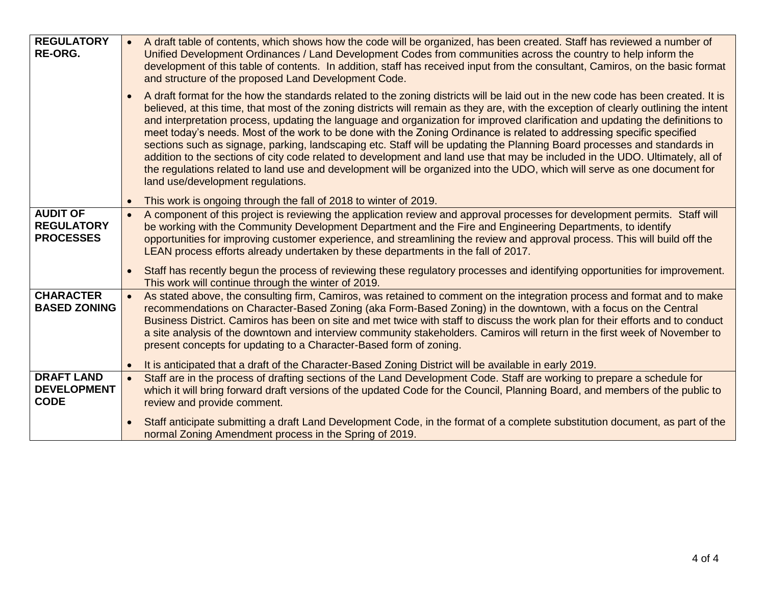| | |
|---|---|
| **REGULATORY RE-ORG.** | • A draft table of contents, which shows how the code will be organized, has been created. Staff has reviewed a number of Unified Development Ordinances / Land Development Codes from communities across the country to help inform the development of this table of contents. In addition, staff has received input from the consultant, Camiros, on the basic format and structure of the proposed Land Development Code.<br>• A draft format for the how the standards related to the zoning districts will be laid out in the new code has been created. It is believed, at this time, that most of the zoning districts will remain as they are, with the exception of clearly outlining the intent and interpretation process, updating the language and organization for improved clarification and updating the definitions to meet today's needs. Most of the work to be done with the Zoning Ordinance is related to addressing specific specified sections such as signage, parking, landscaping etc. Staff will be updating the Planning Board processes and standards in addition to the sections of city code related to development and land use that may be included in the UDO. Ultimately, all of the regulations related to land use and development will be organized into the UDO, which will serve as one document for land use/development regulations.<br>• This work is ongoing through the fall of 2018 to winter of 2019. |
| **AUDIT OF REGULATORY PROCESSES** | • A component of this project is reviewing the application review and approval processes for development permits. Staff will be working with the Community Development Department and the Fire and Engineering Departments, to identify opportunities for improving customer experience, and streamlining the review and approval process. This will build off the LEAN process efforts already undertaken by these departments in the fall of 2017.<br>• Staff has recently begun the process of reviewing these regulatory processes and identifying opportunities for improvement. This work will continue through the winter of 2019. |
| **CHARACTER BASED ZONING** | • As stated above, the consulting firm, Camiros, was retained to comment on the integration process and format and to make recommendations on Character-Based Zoning (aka Form-Based Zoning) in the downtown, with a focus on the Central Business District. Camiros has been on site and met twice with staff to discuss the work plan for their efforts and to conduct a site analysis of the downtown and interview community stakeholders. Camiros will return in the first week of November to present concepts for updating to a Character-Based form of zoning.<br>• It is anticipated that a draft of the Character-Based Zoning District will be available in early 2019. |
| **DRAFT LAND DEVELOPMENT CODE** | • Staff are in the process of drafting sections of the Land Development Code. Staff are working to prepare a schedule for which it will bring forward draft versions of the updated Code for the Council, Planning Board, and members of the public to review and provide comment.<br>• Staff anticipate submitting a draft Land Development Code, in the format of a complete substitution document, as part of the normal Zoning Amendment process in the Spring of 2019. |